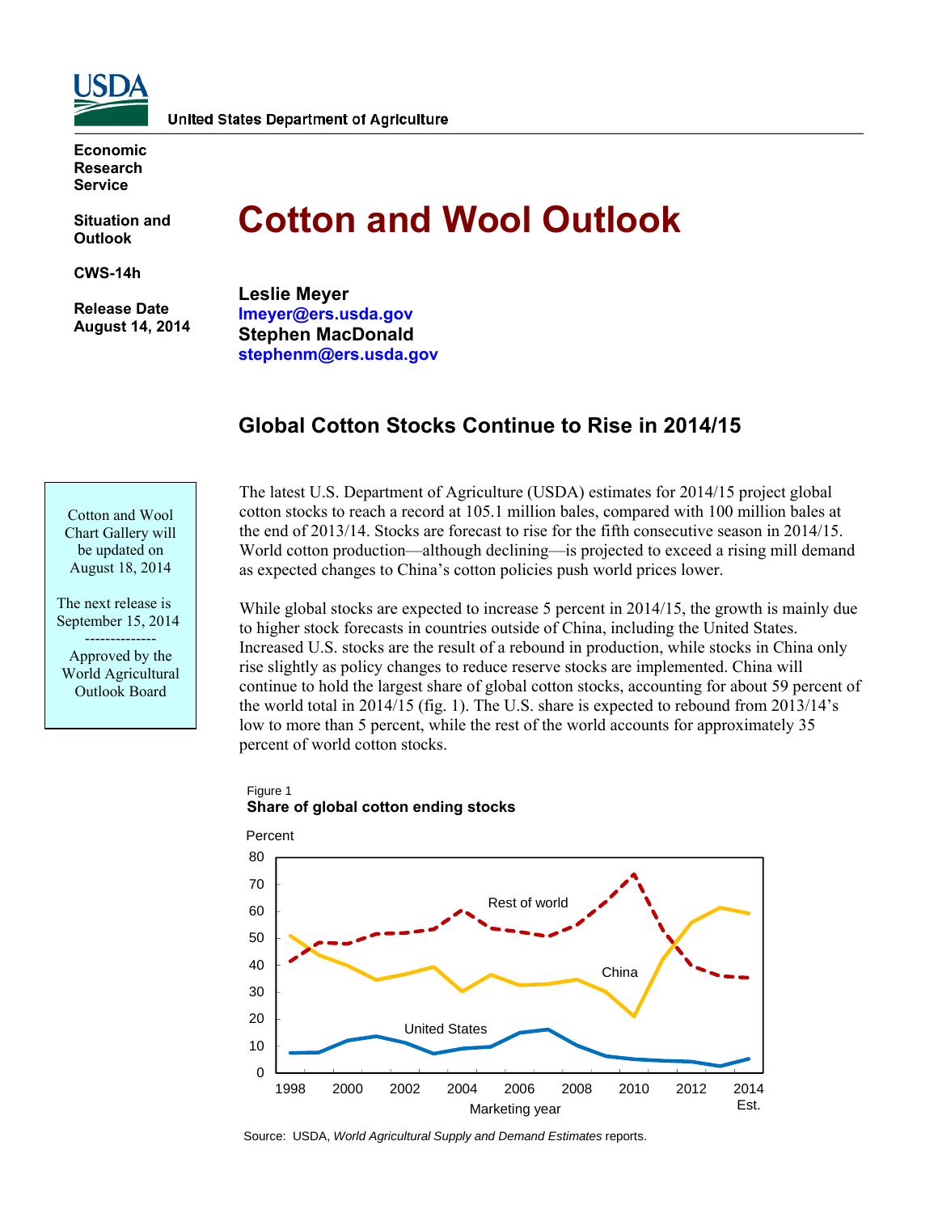United States Department of Agriculture

**Economic Research Service**

**Situation and Outlook**

**CWS-14h**

**Release Date August 14, 2014**

# Cotton and Wool Outlook

**Leslie Meyer**
**lmeyer@ers.usda.gov**
**Stephen MacDonald**
**stephenm@ers.usda.gov**

## Global Cotton Stocks Continue to Rise in 2014/15

Cotton and Wool Chart Gallery will be updated on August 18, 2014

The next release is September 15, 2014

--------------

Approved by the World Agricultural Outlook Board

The latest U.S. Department of Agriculture (USDA) estimates for 2014/15 project global cotton stocks to reach a record at 105.1 million bales, compared with 100 million bales at the end of 2013/14. Stocks are forecast to rise for the fifth consecutive season in 2014/15. World cotton production—although declining—is projected to exceed a rising mill demand as expected changes to China's cotton policies push world prices lower.

While global stocks are expected to increase 5 percent in 2014/15, the growth is mainly due to higher stock forecasts in countries outside of China, including the United States. Increased U.S. stocks are the result of a rebound in production, while stocks in China only rise slightly as policy changes to reduce reserve stocks are implemented. China will continue to hold the largest share of global cotton stocks, accounting for about 59 percent of the world total in 2014/15 (fig. 1). The U.S. share is expected to rebound from 2013/14's low to more than 5 percent, while the rest of the world accounts for approximately 35 percent of world cotton stocks.

Figure 1
**Share of global cotton ending stocks**

Source: USDA, *World Agricultural Supply and Demand Estimates* reports.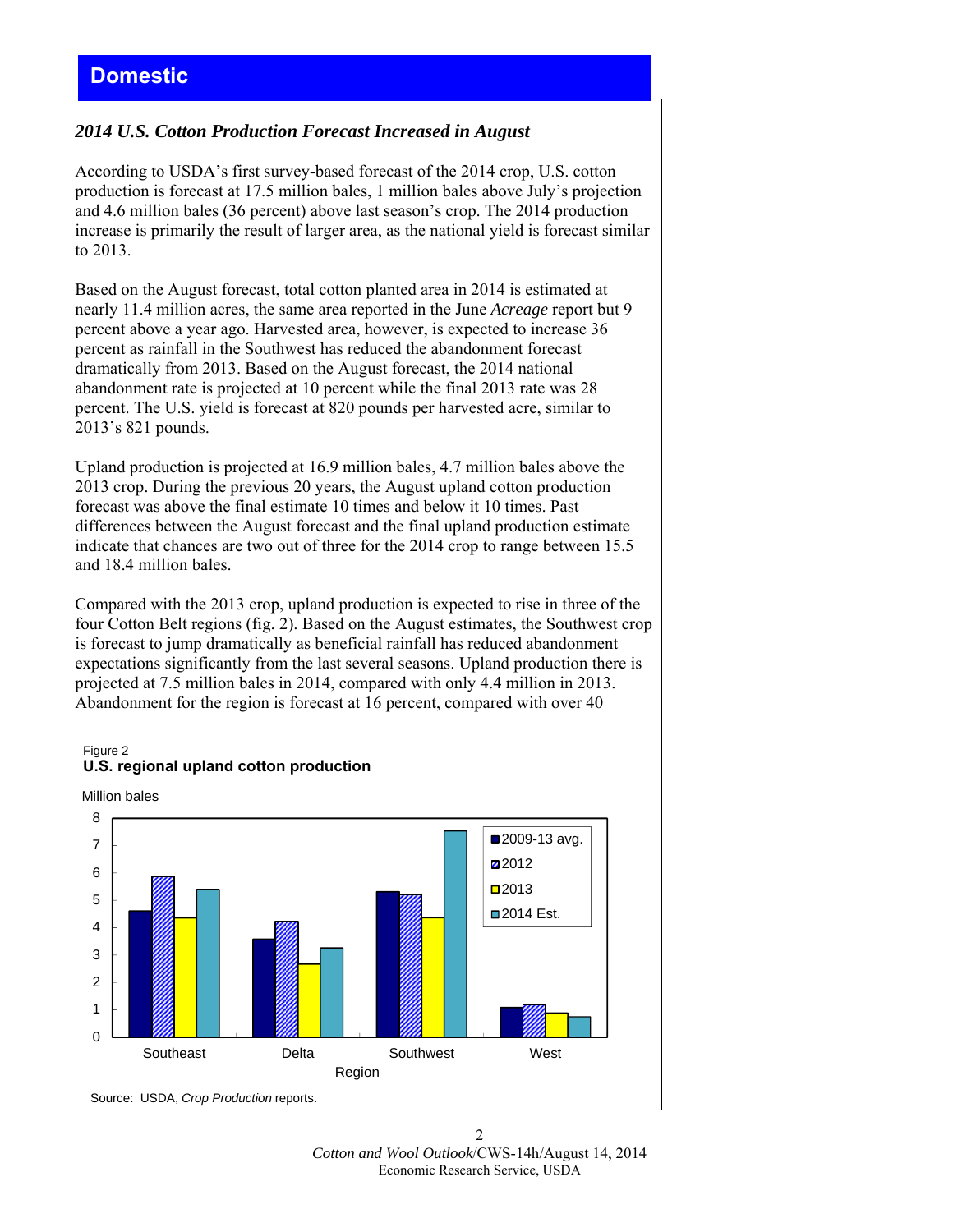## Domestic

### *2014 U.S. Cotton Production Forecast Increased in August*

According to USDA's first survey-based forecast of the 2014 crop, U.S. cotton production is forecast at 17.5 million bales, 1 million bales above July's projection and 4.6 million bales (36 percent) above last season's crop. The 2014 production increase is primarily the result of larger area, as the national yield is forecast similar to 2013.

Based on the August forecast, total cotton planted area in 2014 is estimated at nearly 11.4 million acres, the same area reported in the June *Acreage* report but 9 percent above a year ago. Harvested area, however, is expected to increase 36 percent as rainfall in the Southwest has reduced the abandonment forecast dramatically from 2013. Based on the August forecast, the 2014 national abandonment rate is projected at 10 percent while the final 2013 rate was 28 percent. The U.S. yield is forecast at 820 pounds per harvested acre, similar to 2013's 821 pounds.

Upland production is projected at 16.9 million bales, 4.7 million bales above the 2013 crop. During the previous 20 years, the August upland cotton production forecast was above the final estimate 10 times and below it 10 times. Past differences between the August forecast and the final upland production estimate indicate that chances are two out of three for the 2014 crop to range between 15.5 and 18.4 million bales.

Compared with the 2013 crop, upland production is expected to rise in three of the four Cotton Belt regions (fig. 2). Based on the August estimates, the Southwest crop is forecast to jump dramatically as beneficial rainfall has reduced abandonment expectations significantly from the last several seasons. Upland production there is projected at 7.5 million bales in 2014, compared with only 4.4 million in 2013. Abandonment for the region is forecast at 16 percent, compared with over 40

Figure 2
**U.S. regional upland cotton production**

Source: USDA, *Crop Production* reports.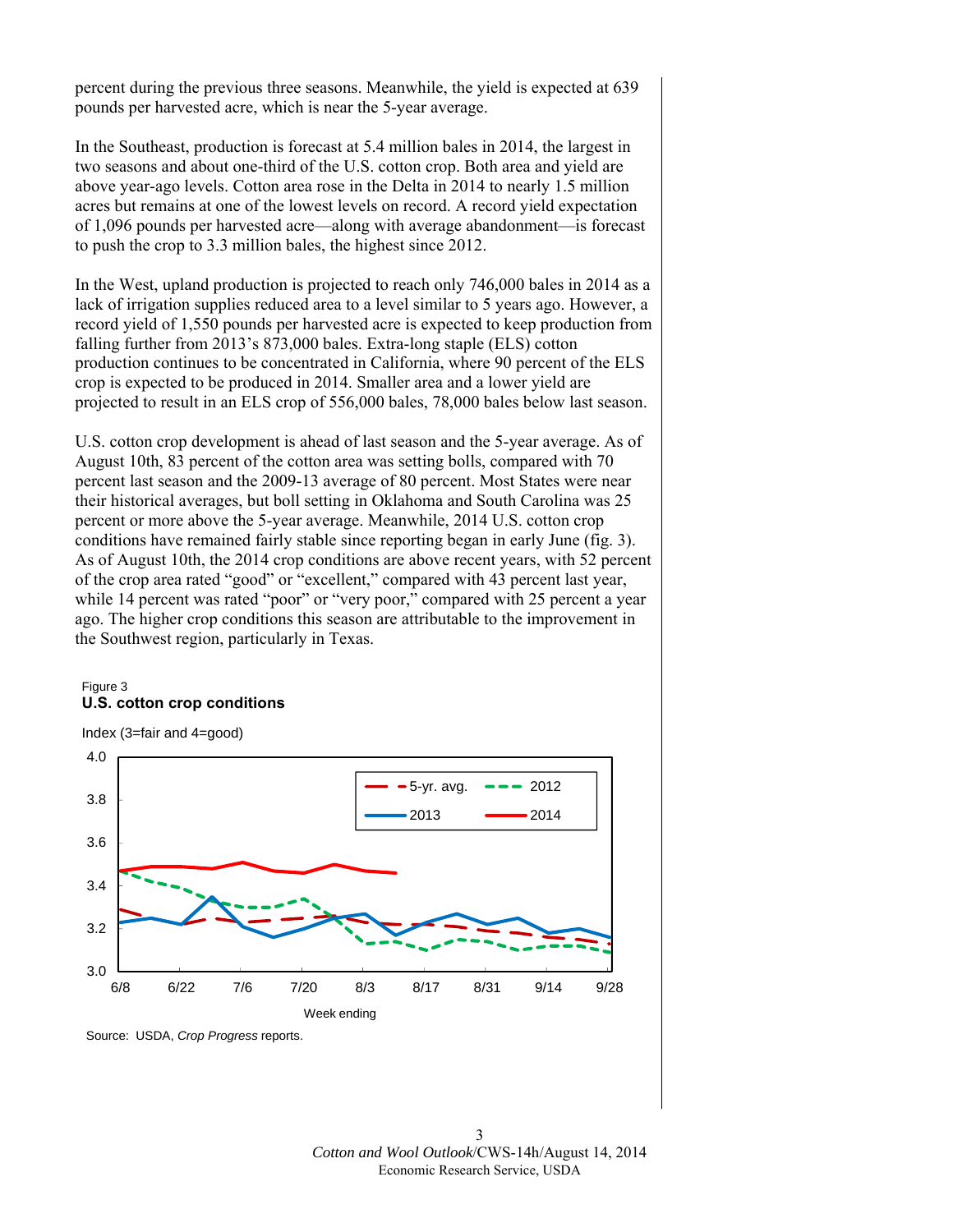percent during the previous three seasons. Meanwhile, the yield is expected at 639 pounds per harvested acre, which is near the 5-year average.

In the Southeast, production is forecast at 5.4 million bales in 2014, the largest in two seasons and about one-third of the U.S. cotton crop. Both area and yield are above year-ago levels. Cotton area rose in the Delta in 2014 to nearly 1.5 million acres but remains at one of the lowest levels on record. A record yield expectation of 1,096 pounds per harvested acre—along with average abandonment—is forecast to push the crop to 3.3 million bales, the highest since 2012.

In the West, upland production is projected to reach only 746,000 bales in 2014 as a lack of irrigation supplies reduced area to a level similar to 5 years ago. However, a record yield of 1,550 pounds per harvested acre is expected to keep production from falling further from 2013's 873,000 bales. Extra-long staple (ELS) cotton production continues to be concentrated in California, where 90 percent of the ELS crop is expected to be produced in 2014. Smaller area and a lower yield are projected to result in an ELS crop of 556,000 bales, 78,000 bales below last season.

U.S. cotton crop development is ahead of last season and the 5-year average. As of August 10th, 83 percent of the cotton area was setting bolls, compared with 70 percent last season and the 2009-13 average of 80 percent. Most States were near their historical averages, but boll setting in Oklahoma and South Carolina was 25 percent or more above the 5-year average. Meanwhile, 2014 U.S. cotton crop conditions have remained fairly stable since reporting began in early June (fig. 3). As of August 10th, the 2014 crop conditions are above recent years, with 52 percent of the crop area rated "good" or "excellent," compared with 43 percent last year, while 14 percent was rated "poor" or "very poor," compared with 25 percent a year ago. The higher crop conditions this season are attributable to the improvement in the Southwest region, particularly in Texas.

Figure 3
**U.S. cotton crop conditions**

Index (3=fair and 4=good)

Source: USDA, *Crop Progress* reports.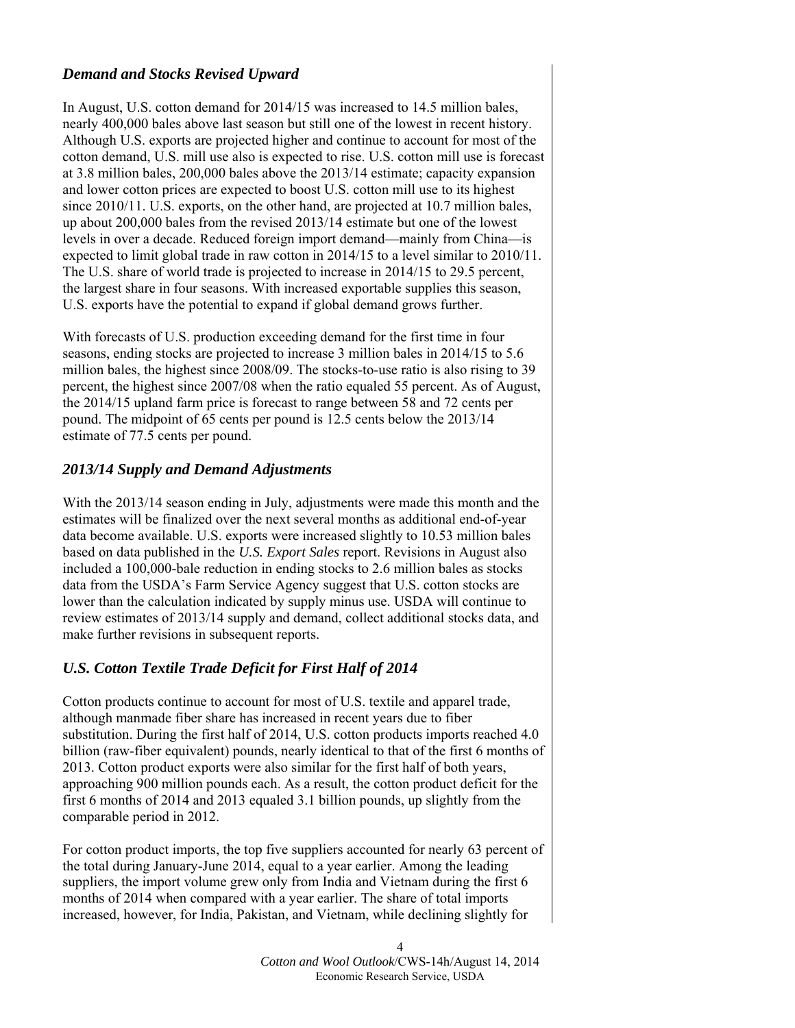## *Demand and Stocks Revised Upward*

In August, U.S. cotton demand for 2014/15 was increased to 14.5 million bales, nearly 400,000 bales above last season but still one of the lowest in recent history. Although U.S. exports are projected higher and continue to account for most of the cotton demand, U.S. mill use also is expected to rise. U.S. cotton mill use is forecast at 3.8 million bales, 200,000 bales above the 2013/14 estimate; capacity expansion and lower cotton prices are expected to boost U.S. cotton mill use to its highest since 2010/11. U.S. exports, on the other hand, are projected at 10.7 million bales, up about 200,000 bales from the revised 2013/14 estimate but one of the lowest levels in over a decade. Reduced foreign import demand—mainly from China—is expected to limit global trade in raw cotton in 2014/15 to a level similar to 2010/11. The U.S. share of world trade is projected to increase in 2014/15 to 29.5 percent, the largest share in four seasons. With increased exportable supplies this season, U.S. exports have the potential to expand if global demand grows further.

With forecasts of U.S. production exceeding demand for the first time in four seasons, ending stocks are projected to increase 3 million bales in 2014/15 to 5.6 million bales, the highest since 2008/09. The stocks-to-use ratio is also rising to 39 percent, the highest since 2007/08 when the ratio equaled 55 percent. As of August, the 2014/15 upland farm price is forecast to range between 58 and 72 cents per pound. The midpoint of 65 cents per pound is 12.5 cents below the 2013/14 estimate of 77.5 cents per pound.

## *2013/14 Supply and Demand Adjustments*

With the 2013/14 season ending in July, adjustments were made this month and the estimates will be finalized over the next several months as additional end-of-year data become available. U.S. exports were increased slightly to 10.53 million bales based on data published in the *U.S. Export Sales* report. Revisions in August also included a 100,000-bale reduction in ending stocks to 2.6 million bales as stocks data from the USDA's Farm Service Agency suggest that U.S. cotton stocks are lower than the calculation indicated by supply minus use. USDA will continue to review estimates of 2013/14 supply and demand, collect additional stocks data, and make further revisions in subsequent reports.

## *U.S. Cotton Textile Trade Deficit for First Half of 2014*

Cotton products continue to account for most of U.S. textile and apparel trade, although manmade fiber share has increased in recent years due to fiber substitution. During the first half of 2014, U.S. cotton products imports reached 4.0 billion (raw-fiber equivalent) pounds, nearly identical to that of the first 6 months of 2013. Cotton product exports were also similar for the first half of both years, approaching 900 million pounds each. As a result, the cotton product deficit for the first 6 months of 2014 and 2013 equaled 3.1 billion pounds, up slightly from the comparable period in 2012.

For cotton product imports, the top five suppliers accounted for nearly 63 percent of the total during January-June 2014, equal to a year earlier. Among the leading suppliers, the import volume grew only from India and Vietnam during the first 6 months of 2014 when compared with a year earlier. The share of total imports increased, however, for India, Pakistan, and Vietnam, while declining slightly for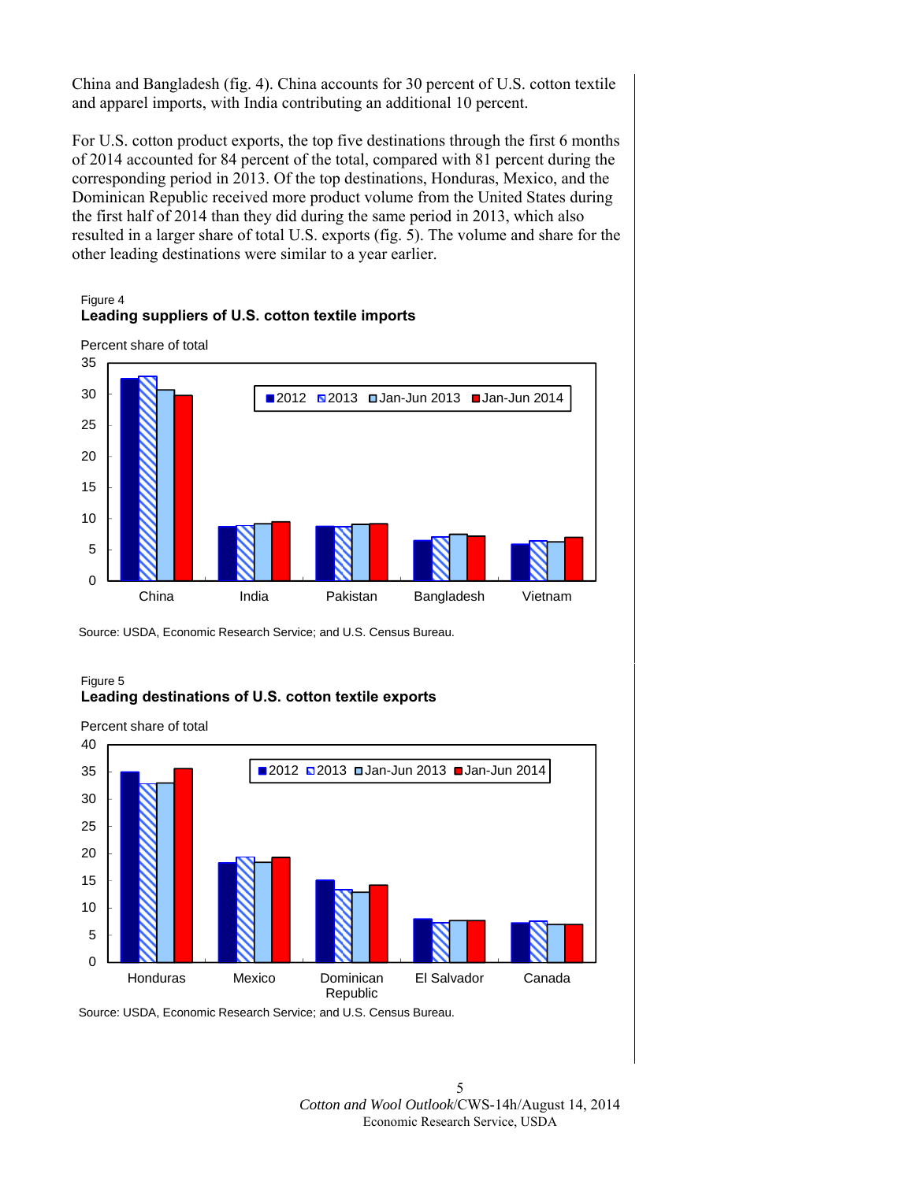China and Bangladesh (fig. 4). China accounts for 30 percent of U.S. cotton textile and apparel imports, with India contributing an additional 10 percent.

For U.S. cotton product exports, the top five destinations through the first 6 months of 2014 accounted for 84 percent of the total, compared with 81 percent during the corresponding period in 2013. Of the top destinations, Honduras, Mexico, and the Dominican Republic received more product volume from the United States during the first half of 2014 than they did during the same period in 2013, which also resulted in a larger share of total U.S. exports (fig. 5). The volume and share for the other leading destinations were similar to a year earlier.

Figure 4

**Leading suppliers of U.S. cotton textile imports**

Percent share of total

Legend: 2012, 2013, Jan-Jun 2013, Jan-Jun 2014

Countries: China, India, Pakistan, Bangladesh, Vietnam

Source: USDA, Economic Research Service; and U.S. Census Bureau.

Figure 5

**Leading destinations of U.S. cotton textile exports**

Percent share of total

Legend: 2012, 2013, Jan-Jun 2013, Jan-Jun 2014

Countries: Honduras, Mexico, Dominican Republic, El Salvador, Canada

Source: USDA, Economic Research Service; and U.S. Census Bureau.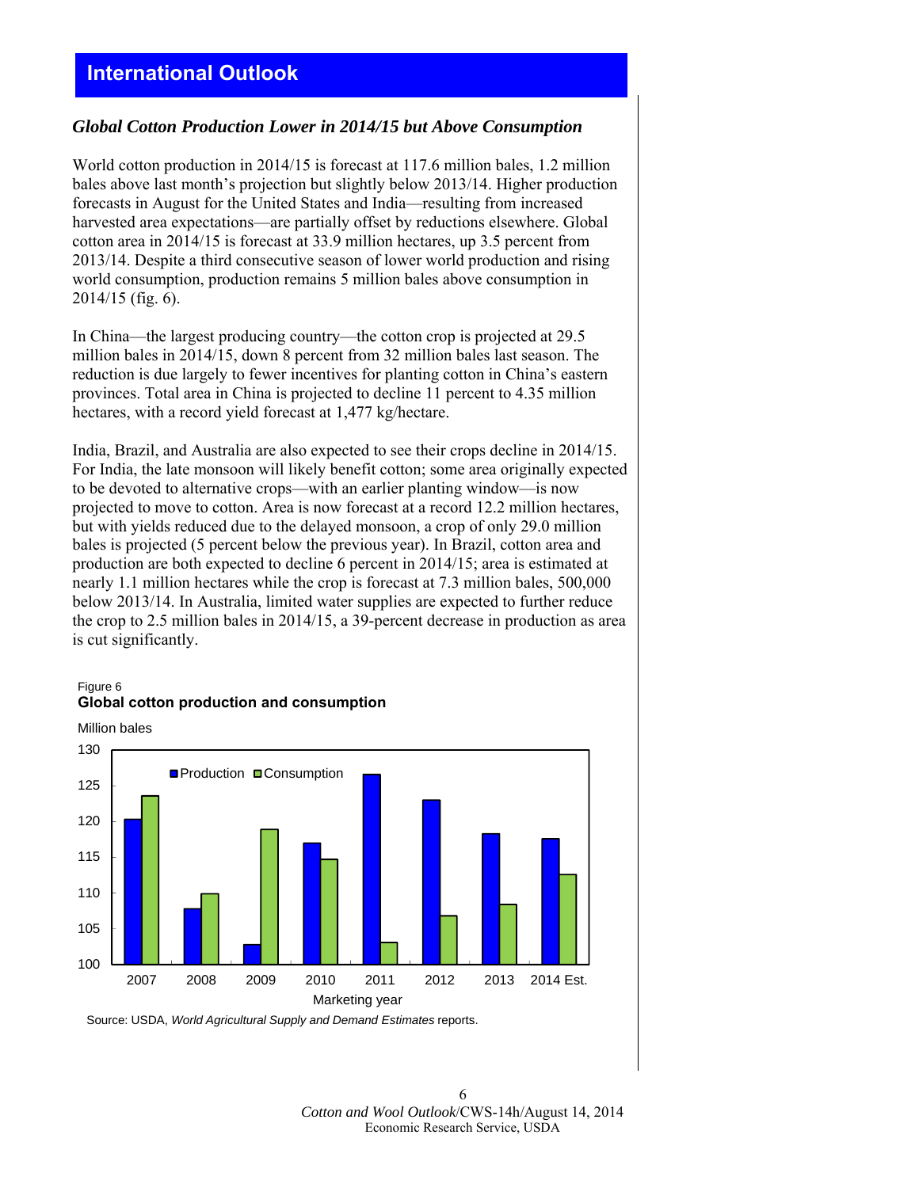## International Outlook

### *Global Cotton Production Lower in 2014/15 but Above Consumption*

World cotton production in 2014/15 is forecast at 117.6 million bales, 1.2 million bales above last month's projection but slightly below 2013/14. Higher production forecasts in August for the United States and India—resulting from increased harvested area expectations—are partially offset by reductions elsewhere. Global cotton area in 2014/15 is forecast at 33.9 million hectares, up 3.5 percent from 2013/14. Despite a third consecutive season of lower world production and rising world consumption, production remains 5 million bales above consumption in 2014/15 (fig. 6).

In China—the largest producing country—the cotton crop is projected at 29.5 million bales in 2014/15, down 8 percent from 32 million bales last season. The reduction is due largely to fewer incentives for planting cotton in China's eastern provinces. Total area in China is projected to decline 11 percent to 4.35 million hectares, with a record yield forecast at 1,477 kg/hectare.

India, Brazil, and Australia are also expected to see their crops decline in 2014/15. For India, the late monsoon will likely benefit cotton; some area originally expected to be devoted to alternative crops—with an earlier planting window—is now projected to move to cotton. Area is now forecast at a record 12.2 million hectares, but with yields reduced due to the delayed monsoon, a crop of only 29.0 million bales is projected (5 percent below the previous year). In Brazil, cotton area and production are both expected to decline 6 percent in 2014/15; area is estimated at nearly 1.1 million hectares while the crop is forecast at 7.3 million bales, 500,000 below 2013/14. In Australia, limited water supplies are expected to further reduce the crop to 2.5 million bales in 2014/15, a 39-percent decrease in production as area is cut significantly.

Figure 6
**Global cotton production and consumption**

Million bales

| Marketing year | Production | Consumption |
|---|---|---|
| 2007 | 120.2 | 123.6 |
| 2008 | 107.8 | 109.9 |
| 2009 | 102.7 | 118.9 |
| 2010 | 117.0 | 114.7 |
| 2011 | 126.5 | 103.1 |
| 2012 | 122.9 | 106.8 |
| 2013 | 118.3 | 108.4 |
| 2014 Est. | 117.6 | 112.5 |

Source: USDA, *World Agricultural Supply and Demand Estimates* reports.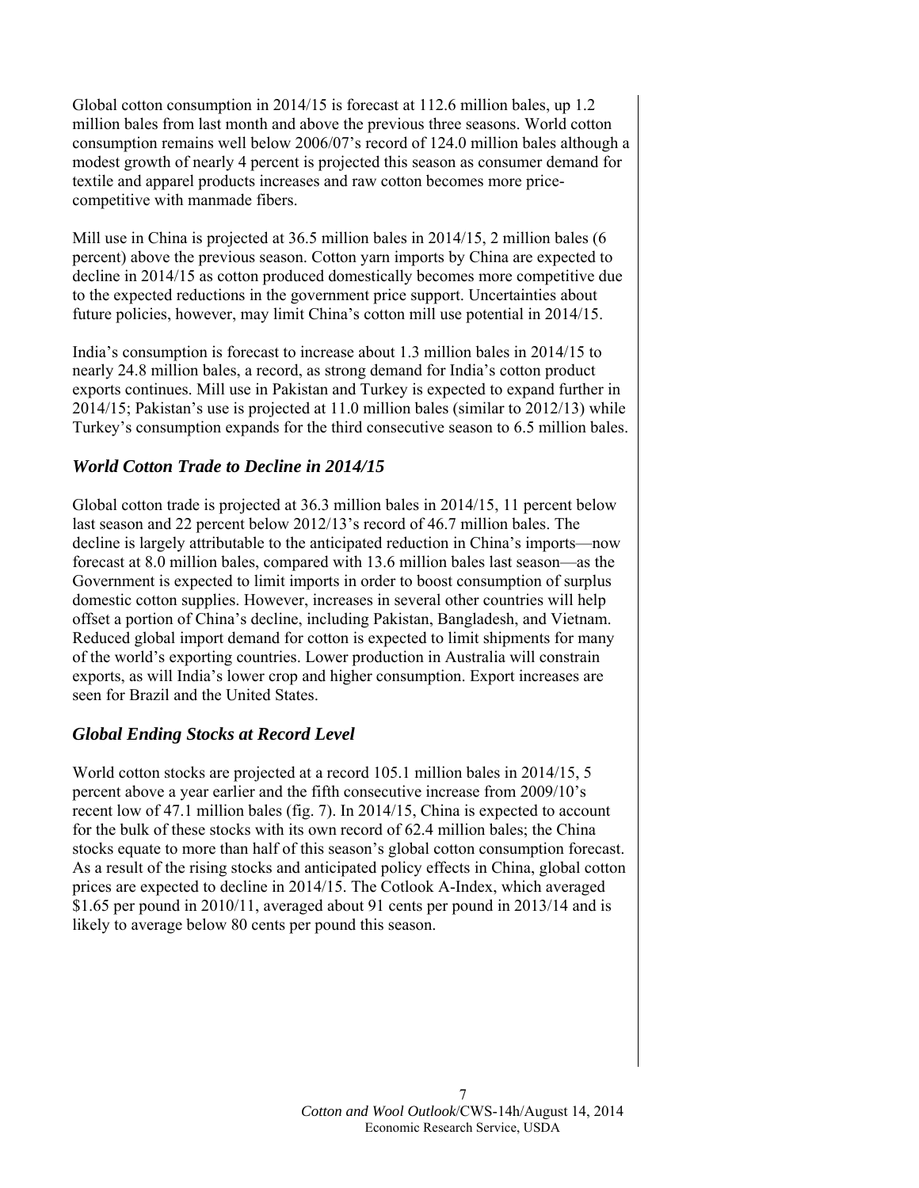Global cotton consumption in 2014/15 is forecast at 112.6 million bales, up 1.2 million bales from last month and above the previous three seasons. World cotton consumption remains well below 2006/07's record of 124.0 million bales although a modest growth of nearly 4 percent is projected this season as consumer demand for textile and apparel products increases and raw cotton becomes more price-competitive with manmade fibers.

Mill use in China is projected at 36.5 million bales in 2014/15, 2 million bales (6 percent) above the previous season. Cotton yarn imports by China are expected to decline in 2014/15 as cotton produced domestically becomes more competitive due to the expected reductions in the government price support. Uncertainties about future policies, however, may limit China's cotton mill use potential in 2014/15.

India's consumption is forecast to increase about 1.3 million bales in 2014/15 to nearly 24.8 million bales, a record, as strong demand for India's cotton product exports continues. Mill use in Pakistan and Turkey is expected to expand further in 2014/15; Pakistan's use is projected at 11.0 million bales (similar to 2012/13) while Turkey's consumption expands for the third consecutive season to 6.5 million bales.

## *World Cotton Trade to Decline in 2014/15*

Global cotton trade is projected at 36.3 million bales in 2014/15, 11 percent below last season and 22 percent below 2012/13's record of 46.7 million bales. The decline is largely attributable to the anticipated reduction in China's imports—now forecast at 8.0 million bales, compared with 13.6 million bales last season—as the Government is expected to limit imports in order to boost consumption of surplus domestic cotton supplies. However, increases in several other countries will help offset a portion of China's decline, including Pakistan, Bangladesh, and Vietnam. Reduced global import demand for cotton is expected to limit shipments for many of the world's exporting countries. Lower production in Australia will constrain exports, as will India's lower crop and higher consumption. Export increases are seen for Brazil and the United States.

## *Global Ending Stocks at Record Level*

World cotton stocks are projected at a record 105.1 million bales in 2014/15, 5 percent above a year earlier and the fifth consecutive increase from 2009/10's recent low of 47.1 million bales (fig. 7). In 2014/15, China is expected to account for the bulk of these stocks with its own record of 62.4 million bales; the China stocks equate to more than half of this season's global cotton consumption forecast. As a result of the rising stocks and anticipated policy effects in China, global cotton prices are expected to decline in 2014/15. The Cotlook A-Index, which averaged $1.65 per pound in 2010/11, averaged about 91 cents per pound in 2013/14 and is likely to average below 80 cents per pound this season.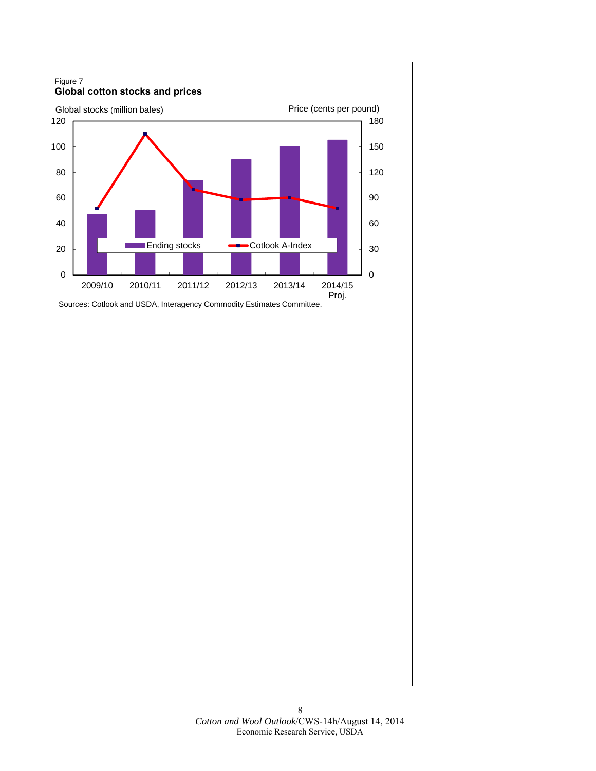Figure 7

**Global cotton stocks and prices**

Global stocks (million bales)

Price (cents per pound)

Ending stocks

Cotlook A-Index

2009/10 2010/11 2011/12 2012/13 2013/14 2014/15 Proj.

Sources: Cotlook and USDA, Interagency Commodity Estimates Committee.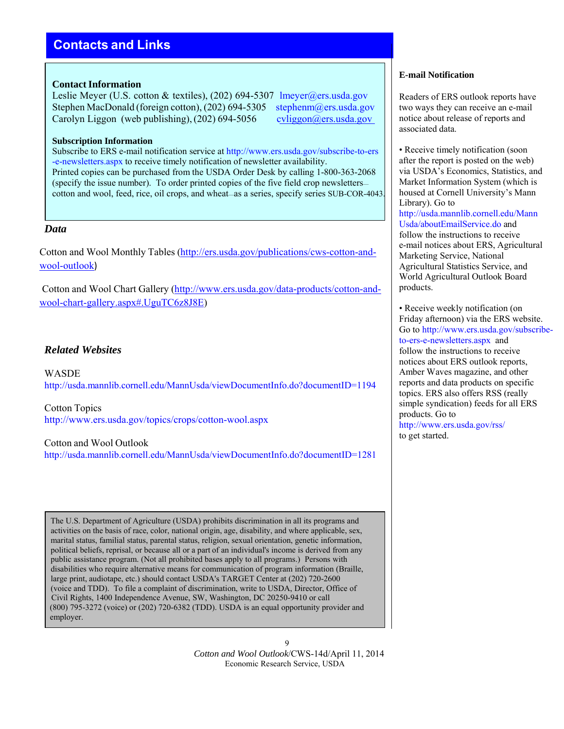## Contacts and Links

### Contact Information

Leslie Meyer (U.S. cotton & textiles), (202) 694-5307 lmeyer@ers.usda.gov
Stephen MacDonald (foreign cotton), (202) 694-5305 stephenm@ers.usda.gov
Carolyn Liggon (web publishing), (202) 694-5056 cvliggon@ers.usda.gov

### Subscription Information

Subscribe to ERS e-mail notification service at http://www.ers.usda.gov/subscribe-to-ers-e-newsletters.aspx to receive timely notification of newsletter availability.
Printed copies can be purchased from the USDA Order Desk by calling 1-800-363-2068 (specify the issue number). To order printed copies of the five field crop newsletters—cotton and wool, feed, rice, oil crops, and wheat—as a series, specify series SUB-COR-4043.

### *Data*

Cotton and Wool Monthly Tables (http://ers.usda.gov/publications/cws-cotton-and-wool-outlook)

Cotton and Wool Chart Gallery (http://www.ers.usda.gov/data-products/cotton-and-wool-chart-gallery.aspx#.UguTC6z8J8E)

### *Related Websites*

WASDE
http://usda.mannlib.cornell.edu/MannUsda/viewDocumentInfo.do?documentID=1194

Cotton Topics
http://www.ers.usda.gov/topics/crops/cotton-wool.aspx

Cotton and Wool Outlook
http://usda.mannlib.cornell.edu/MannUsda/viewDocumentInfo.do?documentID=1281

### E-mail Notification

Readers of ERS outlook reports have two ways they can receive an e-mail notice about release of reports and associated data.

- Receive timely notification (soon after the report is posted on the web) via USDA's Economics, Statistics, and Market Information System (which is housed at Cornell University's Mann Library). Go to http://usda.mannlib.cornell.edu/MannUsda/aboutEmailService.do and follow the instructions to receive e-mail notices about ERS, Agricultural Marketing Service, National Agricultural Statistics Service, and World Agricultural Outlook Board products.

- Receive weekly notification (on Friday afternoon) via the ERS website. Go to http://www.ers.usda.gov/subscribe-to-ers-e-newsletters.aspx and follow the instructions to receive notices about ERS outlook reports, Amber Waves magazine, and other reports and data products on specific topics. ERS also offers RSS (really simple syndication) feeds for all ERS products. Go to http://www.ers.usda.gov/rss/ to get started.

The U.S. Department of Agriculture (USDA) prohibits discrimination in all its programs and activities on the basis of race, color, national origin, age, disability, and where applicable, sex, marital status, familial status, parental status, religion, sexual orientation, genetic information, political beliefs, reprisal, or because all or a part of an individual's income is derived from any public assistance program. (Not all prohibited bases apply to all programs.) Persons with disabilities who require alternative means for communication of program information (Braille, large print, audiotape, etc.) should contact USDA's TARGET Center at (202) 720-2600 (voice and TDD). To file a complaint of discrimination, write to USDA, Director, Office of Civil Rights, 1400 Independence Avenue, SW, Washington, DC 20250-9410 or call (800) 795-3272 (voice) or (202) 720-6382 (TDD). USDA is an equal opportunity provider and employer.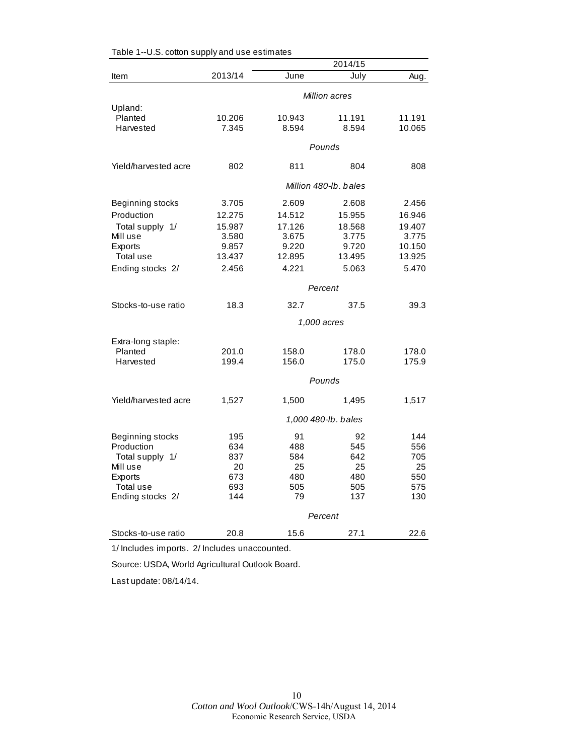Table 1--U.S. cotton supply and use estimates

| Item | 2013/14 | 2014/15 June | 2014/15 July | 2014/15 Aug. |
|---|---|---|---|---|
| | | *Million acres* | | |
| Upland: | | | | |
| Planted | 10.206 | 10.943 | 11.191 | 11.191 |
| Harvested | 7.345 | 8.594 | 8.594 | 10.065 |
| | | *Pounds* | | |
| Yield/harvested acre | 802 | 811 | 804 | 808 |
| | | *Million 480-lb. bales* | | |
| Beginning stocks | 3.705 | 2.609 | 2.608 | 2.456 |
| Production | 12.275 | 14.512 | 15.955 | 16.946 |
| Total supply 1/ | 15.987 | 17.126 | 18.568 | 19.407 |
| Mill use | 3.580 | 3.675 | 3.775 | 3.775 |
| Exports | 9.857 | 9.220 | 9.720 | 10.150 |
| Total use | 13.437 | 12.895 | 13.495 | 13.925 |
| Ending stocks 2/ | 2.456 | 4.221 | 5.063 | 5.470 |
| | | *Percent* | | |
| Stocks-to-use ratio | 18.3 | 32.7 | 37.5 | 39.3 |
| | | *1,000 acres* | | |
| Extra-long staple: | | | | |
| Planted | 201.0 | 158.0 | 178.0 | 178.0 |
| Harvested | 199.4 | 156.0 | 175.0 | 175.9 |
| | | *Pounds* | | |
| Yield/harvested acre | 1,527 | 1,500 | 1,495 | 1,517 |
| | | *1,000 480-lb. bales* | | |
| Beginning stocks | 195 | 91 | 92 | 144 |
| Production | 634 | 488 | 545 | 556 |
| Total supply 1/ | 837 | 584 | 642 | 705 |
| Mill use | 20 | 25 | 25 | 25 |
| Exports | 673 | 480 | 480 | 550 |
| Total use | 693 | 505 | 505 | 575 |
| Ending stocks 2/ | 144 | 79 | 137 | 130 |
| | | *Percent* | | |
| Stocks-to-use ratio | 20.8 | 15.6 | 27.1 | 22.6 |

1/ Includes imports. 2/ Includes unaccounted.

Source: USDA, World Agricultural Outlook Board.

Last update: 08/14/14.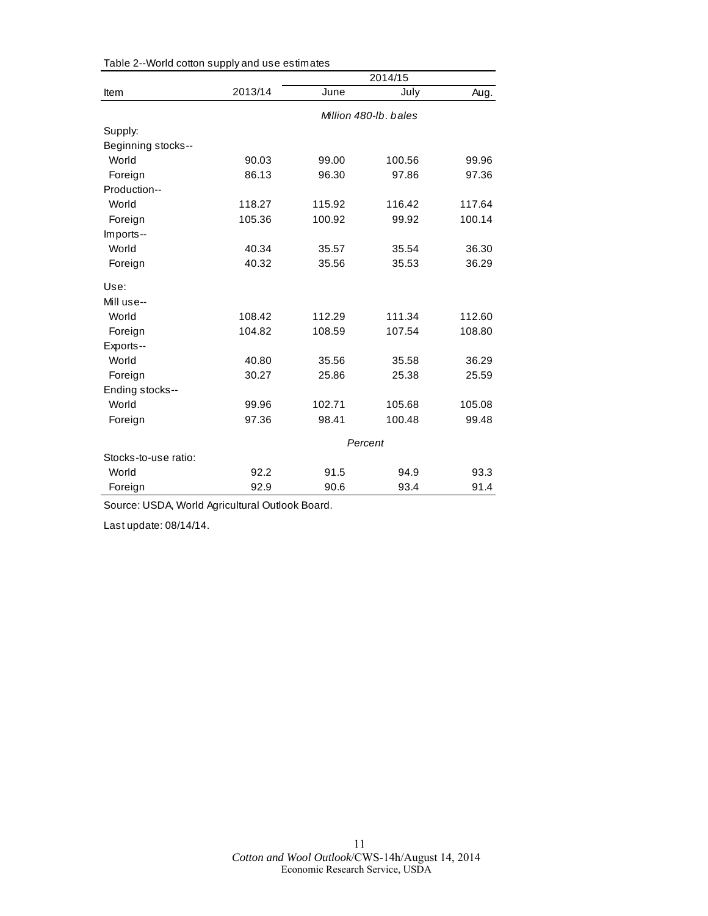Table 2--World cotton supply and use estimates

| Item | 2013/14 | 2014/15 | | |
|---|---|---|---|---|
| | | June | July | Aug. |
| | | *Million 480-lb. bales* | | |
| Supply: | | | | |
| Beginning stocks-- | | | | |
| World | 90.03 | 99.00 | 100.56 | 99.96 |
| Foreign | 86.13 | 96.30 | 97.86 | 97.36 |
| Production-- | | | | |
| World | 118.27 | 115.92 | 116.42 | 117.64 |
| Foreign | 105.36 | 100.92 | 99.92 | 100.14 |
| Imports-- | | | | |
| World | 40.34 | 35.57 | 35.54 | 36.30 |
| Foreign | 40.32 | 35.56 | 35.53 | 36.29 |
| Use: | | | | |
| Mill use-- | | | | |
| World | 108.42 | 112.29 | 111.34 | 112.60 |
| Foreign | 104.82 | 108.59 | 107.54 | 108.80 |
| Exports-- | | | | |
| World | 40.80 | 35.56 | 35.58 | 36.29 |
| Foreign | 30.27 | 25.86 | 25.38 | 25.59 |
| Ending stocks-- | | | | |
| World | 99.96 | 102.71 | 105.68 | 105.08 |
| Foreign | 97.36 | 98.41 | 100.48 | 99.48 |
| | | *Percent* | | |
| Stocks-to-use ratio: | | | | |
| World | 92.2 | 91.5 | 94.9 | 93.3 |
| Foreign | 92.9 | 90.6 | 93.4 | 91.4 |

Source: USDA, World Agricultural Outlook Board.

Last update: 08/14/14.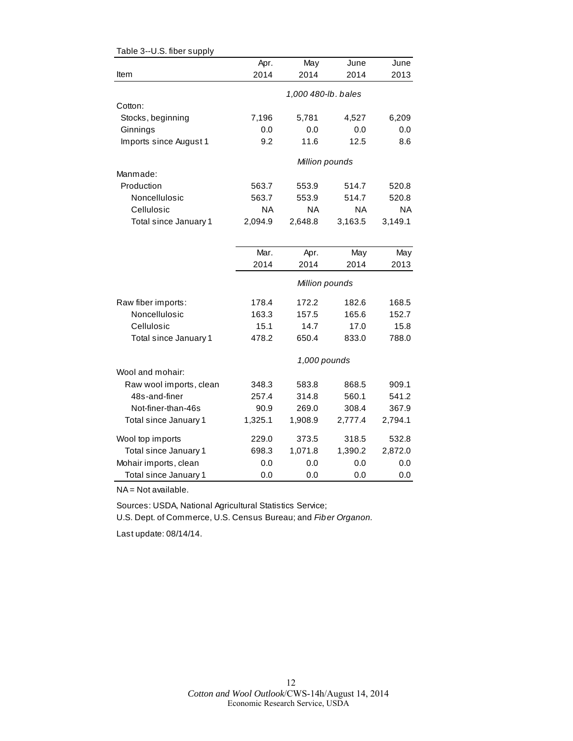Table 3--U.S. fiber supply

| Item | Apr. 2014 | May 2014 | June 2014 | June 2013 |
|---|---|---|---|---|
| | *1,000 480-lb. bales* | | | |
| Cotton: | | | | |
| Stocks, beginning | 7,196 | 5,781 | 4,527 | 6,209 |
| Ginnings | 0.0 | 0.0 | 0.0 | 0.0 |
| Imports since August 1 | 9.2 | 11.6 | 12.5 | 8.6 |
| | *Million pounds* | | | |
| Manmade: | | | | |
| Production | 563.7 | 553.9 | 514.7 | 520.8 |
| Noncellulosic | 563.7 | 553.9 | 514.7 | 520.8 |
| Cellulosic | NA | NA | NA | NA |
| Total since January 1 | 2,094.9 | 2,648.8 | 3,163.5 | 3,149.1 |

| Item | Mar. 2014 | Apr. 2014 | May 2014 | May 2013 |
|---|---|---|---|---|
| | *Million pounds* | | | |
| Raw fiber imports: | 178.4 | 172.2 | 182.6 | 168.5 |
| Noncellulosic | 163.3 | 157.5 | 165.6 | 152.7 |
| Cellulosic | 15.1 | 14.7 | 17.0 | 15.8 |
| Total since January 1 | 478.2 | 650.4 | 833.0 | 788.0 |
| | *1,000 pounds* | | | |
| Wool and mohair: | | | | |
| Raw wool imports, clean | 348.3 | 583.8 | 868.5 | 909.1 |
| 48s-and-finer | 257.4 | 314.8 | 560.1 | 541.2 |
| Not-finer-than-46s | 90.9 | 269.0 | 308.4 | 367.9 |
| Total since January 1 | 1,325.1 | 1,908.9 | 2,777.4 | 2,794.1 |
| Wool top imports | 229.0 | 373.5 | 318.5 | 532.8 |
| Total since January 1 | 698.3 | 1,071.8 | 1,390.2 | 2,872.0 |
| Mohair imports, clean | 0.0 | 0.0 | 0.0 | 0.0 |
| Total since January 1 | 0.0 | 0.0 | 0.0 | 0.0 |

NA = Not available.

Sources: USDA, National Agricultural Statistics Service;
U.S. Dept. of Commerce, U.S. Census Bureau; and *Fiber Organon.*

Last update: 08/14/14.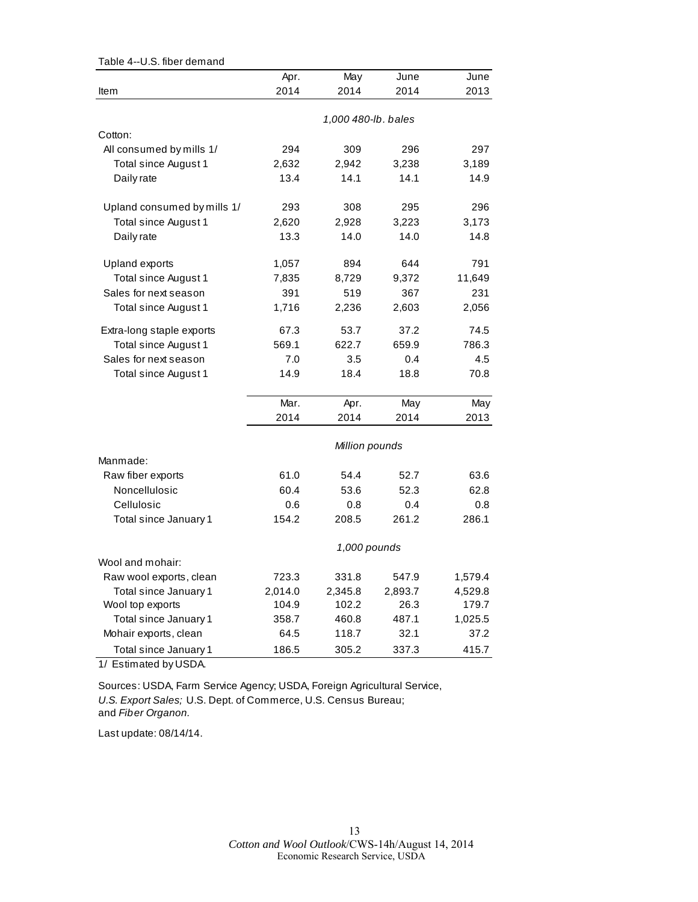Table 4--U.S. fiber demand

| Item | Apr. 2014 | May 2014 | June 2014 | June 2013 |
|---|---|---|---|---|
| | *1,000 480-lb. bales* | | | |
| Cotton: | | | | |
| All consumed by mills 1/ | 294 | 309 | 296 | 297 |
| Total since August 1 | 2,632 | 2,942 | 3,238 | 3,189 |
| Daily rate | 13.4 | 14.1 | 14.1 | 14.9 |
| Upland consumed by mills 1/ | 293 | 308 | 295 | 296 |
| Total since August 1 | 2,620 | 2,928 | 3,223 | 3,173 |
| Daily rate | 13.3 | 14.0 | 14.0 | 14.8 |
| Upland exports | 1,057 | 894 | 644 | 791 |
| Total since August 1 | 7,835 | 8,729 | 9,372 | 11,649 |
| Sales for next season | 391 | 519 | 367 | 231 |
| Total since August 1 | 1,716 | 2,236 | 2,603 | 2,056 |
| Extra-long staple exports | 67.3 | 53.7 | 37.2 | 74.5 |
| Total since August 1 | 569.1 | 622.7 | 659.9 | 786.3 |
| Sales for next season | 7.0 | 3.5 | 0.4 | 4.5 |
| Total since August 1 | 14.9 | 18.4 | 18.8 | 70.8 |
| | **Mar. 2014** | **Apr. 2014** | **May 2014** | **May 2013** |
| | *Million pounds* | | | |
| Manmade: | | | | |
| Raw fiber exports | 61.0 | 54.4 | 52.7 | 63.6 |
| Noncellulosic | 60.4 | 53.6 | 52.3 | 62.8 |
| Cellulosic | 0.6 | 0.8 | 0.4 | 0.8 |
| Total since January 1 | 154.2 | 208.5 | 261.2 | 286.1 |
| | *1,000 pounds* | | | |
| Wool and mohair: | | | | |
| Raw wool exports, clean | 723.3 | 331.8 | 547.9 | 1,579.4 |
| Total since January 1 | 2,014.0 | 2,345.8 | 2,893.7 | 4,529.8 |
| Wool top exports | 104.9 | 102.2 | 26.3 | 179.7 |
| Total since January 1 | 358.7 | 460.8 | 487.1 | 1,025.5 |
| Mohair exports, clean | 64.5 | 118.7 | 32.1 | 37.2 |
| Total since January 1 | 186.5 | 305.2 | 337.3 | 415.7 |

1/ Estimated by USDA.

Sources: USDA, Farm Service Agency; USDA, Foreign Agricultural Service, *U.S. Export Sales;* U.S. Dept. of Commerce, U.S. Census Bureau; and *Fiber Organon.*

Last update: 08/14/14.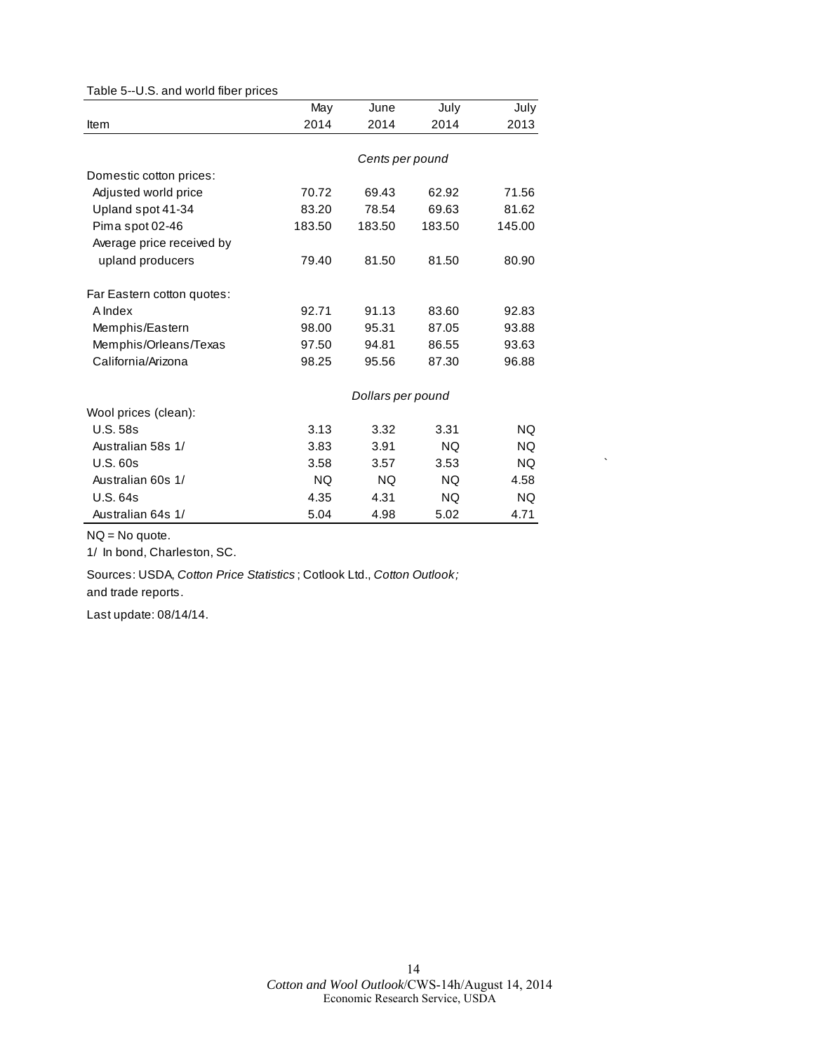Table 5--U.S. and world fiber prices

| Item | May 2014 | June 2014 | July 2014 | July 2013 |
|---|---|---|---|---|
| | *Cents per pound* | | | |
| Domestic cotton prices: | | | | |
| Adjusted world price | 70.72 | 69.43 | 62.92 | 71.56 |
| Upland spot 41-34 | 83.20 | 78.54 | 69.63 | 81.62 |
| Pima spot 02-46 | 183.50 | 183.50 | 183.50 | 145.00 |
| Average price received by upland producers | 79.40 | 81.50 | 81.50 | 80.90 |
| Far Eastern cotton quotes: | | | | |
| A Index | 92.71 | 91.13 | 83.60 | 92.83 |
| Memphis/Eastern | 98.00 | 95.31 | 87.05 | 93.88 |
| Memphis/Orleans/Texas | 97.50 | 94.81 | 86.55 | 93.63 |
| California/Arizona | 98.25 | 95.56 | 87.30 | 96.88 |
| | *Dollars per pound* | | | |
| Wool prices (clean): | | | | |
| U.S. 58s | 3.13 | 3.32 | 3.31 | NQ |
| Australian 58s 1/ | 3.83 | 3.91 | NQ | NQ |
| U.S. 60s | 3.58 | 3.57 | 3.53 | NQ |
| Australian 60s 1/ | NQ | NQ | NQ | 4.58 |
| U.S. 64s | 4.35 | 4.31 | NQ | NQ |
| Australian 64s 1/ | 5.04 | 4.98 | 5.02 | 4.71 |

NQ = No quote.

1/ In bond, Charleston, SC.

Sources: USDA, *Cotton Price Statistics*; Cotlook Ltd., *Cotton Outlook;* and trade reports.

Last update: 08/14/14.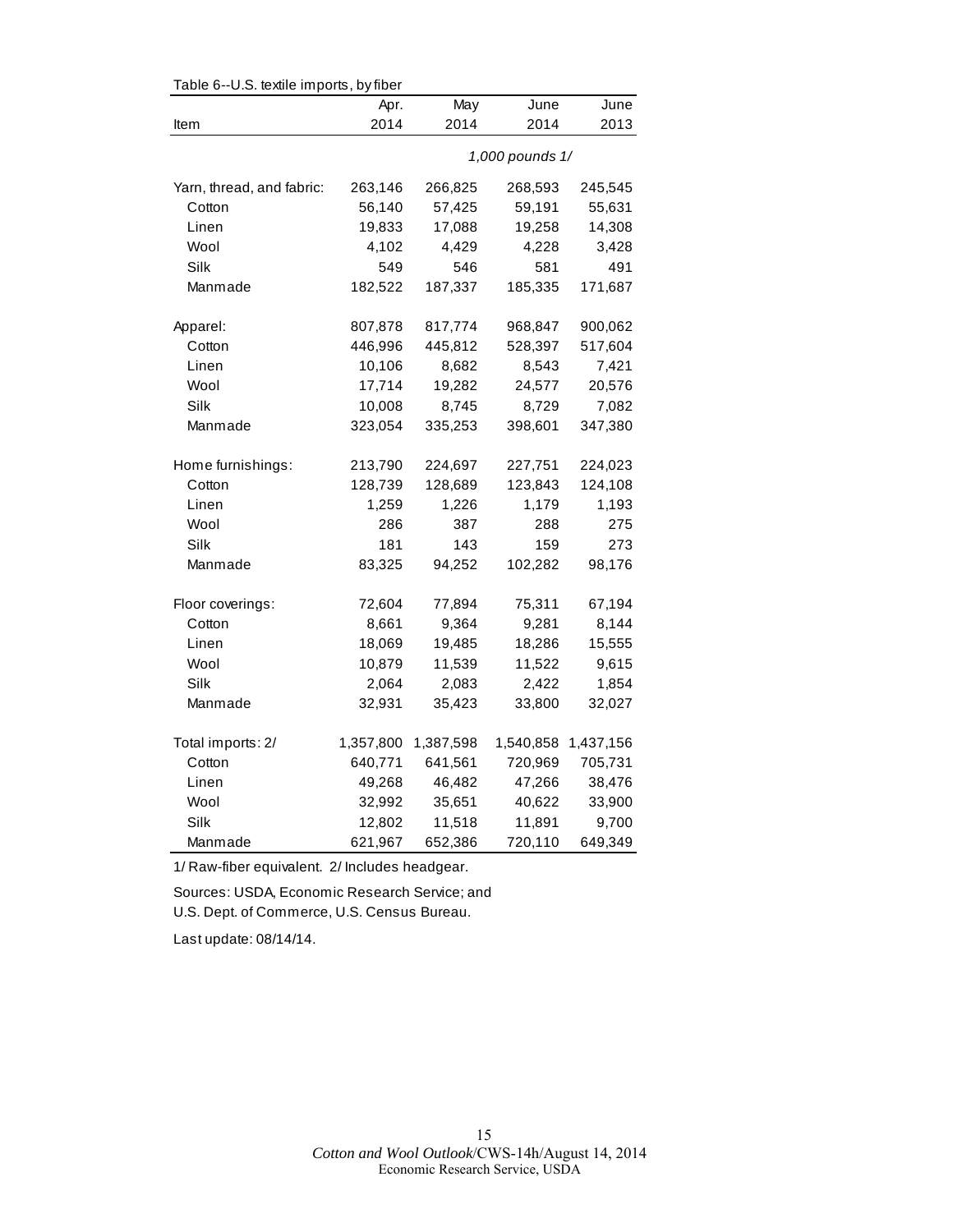Table 6--U.S. textile imports, by fiber

| Item | Apr. 2014 | May 2014 | June 2014 | June 2013 |
|---|---|---|---|---|
| | | | *1,000 pounds 1/* | |
| Yarn, thread, and fabric: | 263,146 | 266,825 | 268,593 | 245,545 |
| Cotton | 56,140 | 57,425 | 59,191 | 55,631 |
| Linen | 19,833 | 17,088 | 19,258 | 14,308 |
| Wool | 4,102 | 4,429 | 4,228 | 3,428 |
| Silk | 549 | 546 | 581 | 491 |
| Manmade | 182,522 | 187,337 | 185,335 | 171,687 |
| Apparel: | 807,878 | 817,774 | 968,847 | 900,062 |
| Cotton | 446,996 | 445,812 | 528,397 | 517,604 |
| Linen | 10,106 | 8,682 | 8,543 | 7,421 |
| Wool | 17,714 | 19,282 | 24,577 | 20,576 |
| Silk | 10,008 | 8,745 | 8,729 | 7,082 |
| Manmade | 323,054 | 335,253 | 398,601 | 347,380 |
| Home furnishings: | 213,790 | 224,697 | 227,751 | 224,023 |
| Cotton | 128,739 | 128,689 | 123,843 | 124,108 |
| Linen | 1,259 | 1,226 | 1,179 | 1,193 |
| Wool | 286 | 387 | 288 | 275 |
| Silk | 181 | 143 | 159 | 273 |
| Manmade | 83,325 | 94,252 | 102,282 | 98,176 |
| Floor coverings: | 72,604 | 77,894 | 75,311 | 67,194 |
| Cotton | 8,661 | 9,364 | 9,281 | 8,144 |
| Linen | 18,069 | 19,485 | 18,286 | 15,555 |
| Wool | 10,879 | 11,539 | 11,522 | 9,615 |
| Silk | 2,064 | 2,083 | 2,422 | 1,854 |
| Manmade | 32,931 | 35,423 | 33,800 | 32,027 |
| Total imports: 2/ | 1,357,800 | 1,387,598 | 1,540,858 | 1,437,156 |
| Cotton | 640,771 | 641,561 | 720,969 | 705,731 |
| Linen | 49,268 | 46,482 | 47,266 | 38,476 |
| Wool | 32,992 | 35,651 | 40,622 | 33,900 |
| Silk | 12,802 | 11,518 | 11,891 | 9,700 |
| Manmade | 621,967 | 652,386 | 720,110 | 649,349 |

1/ Raw-fiber equivalent. 2/ Includes headgear.

Sources: USDA, Economic Research Service; and
U.S. Dept. of Commerce, U.S. Census Bureau.

Last update: 08/14/14.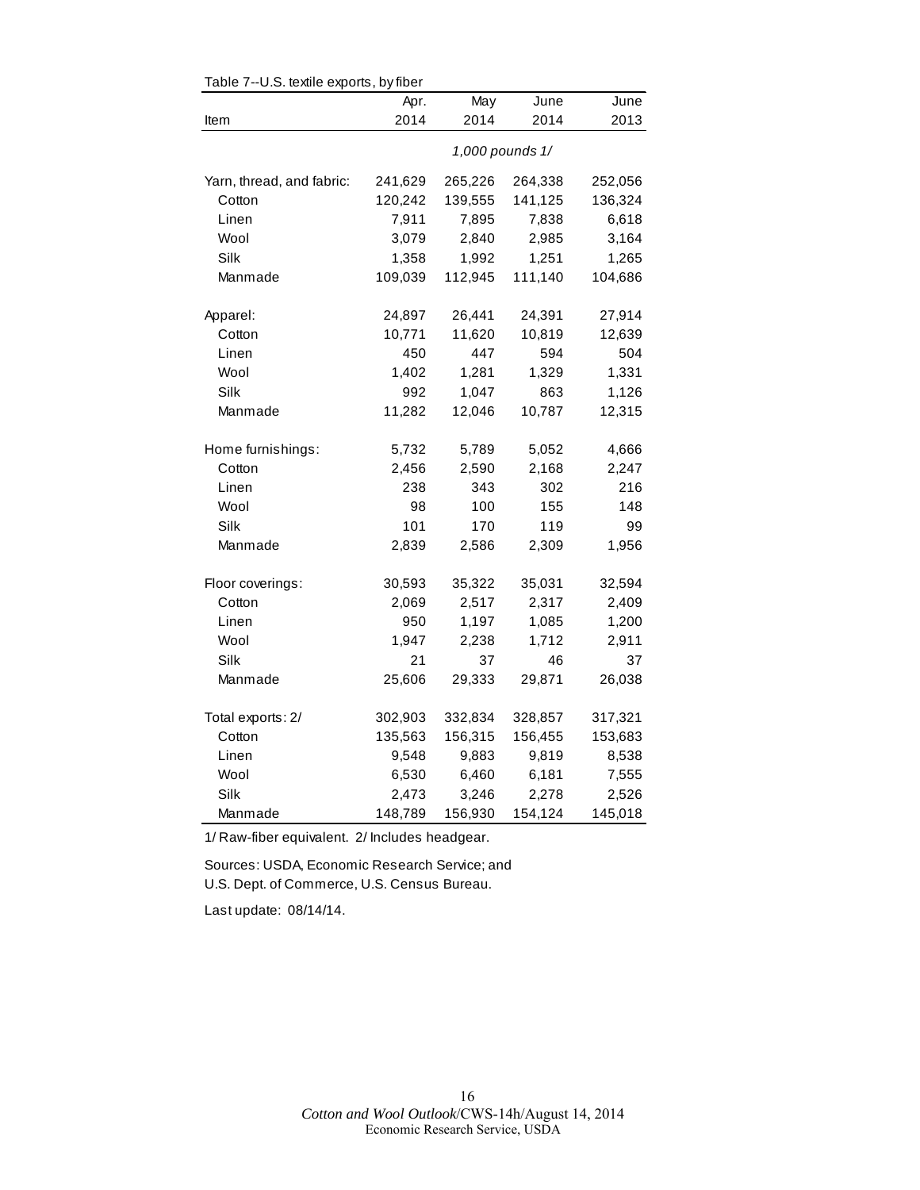Table 7--U.S. textile exports, by fiber

| Item | Apr. 2014 | May 2014 | June 2014 | June 2013 |
|---|---|---|---|---|
| | *1,000 pounds 1/* | | | |
| Yarn, thread, and fabric: | 241,629 | 265,226 | 264,338 | 252,056 |
| Cotton | 120,242 | 139,555 | 141,125 | 136,324 |
| Linen | 7,911 | 7,895 | 7,838 | 6,618 |
| Wool | 3,079 | 2,840 | 2,985 | 3,164 |
| Silk | 1,358 | 1,992 | 1,251 | 1,265 |
| Manmade | 109,039 | 112,945 | 111,140 | 104,686 |
| Apparel: | 24,897 | 26,441 | 24,391 | 27,914 |
| Cotton | 10,771 | 11,620 | 10,819 | 12,639 |
| Linen | 450 | 447 | 594 | 504 |
| Wool | 1,402 | 1,281 | 1,329 | 1,331 |
| Silk | 992 | 1,047 | 863 | 1,126 |
| Manmade | 11,282 | 12,046 | 10,787 | 12,315 |
| Home furnishings: | 5,732 | 5,789 | 5,052 | 4,666 |
| Cotton | 2,456 | 2,590 | 2,168 | 2,247 |
| Linen | 238 | 343 | 302 | 216 |
| Wool | 98 | 100 | 155 | 148 |
| Silk | 101 | 170 | 119 | 99 |
| Manmade | 2,839 | 2,586 | 2,309 | 1,956 |
| Floor coverings: | 30,593 | 35,322 | 35,031 | 32,594 |
| Cotton | 2,069 | 2,517 | 2,317 | 2,409 |
| Linen | 950 | 1,197 | 1,085 | 1,200 |
| Wool | 1,947 | 2,238 | 1,712 | 2,911 |
| Silk | 21 | 37 | 46 | 37 |
| Manmade | 25,606 | 29,333 | 29,871 | 26,038 |
| Total exports: 2/ | 302,903 | 332,834 | 328,857 | 317,321 |
| Cotton | 135,563 | 156,315 | 156,455 | 153,683 |
| Linen | 9,548 | 9,883 | 9,819 | 8,538 |
| Wool | 6,530 | 6,460 | 6,181 | 7,555 |
| Silk | 2,473 | 3,246 | 2,278 | 2,526 |
| Manmade | 148,789 | 156,930 | 154,124 | 145,018 |

1/ Raw-fiber equivalent. 2/ Includes headgear.

Sources: USDA, Economic Research Service; and U.S. Dept. of Commerce, U.S. Census Bureau.

Last update: 08/14/14.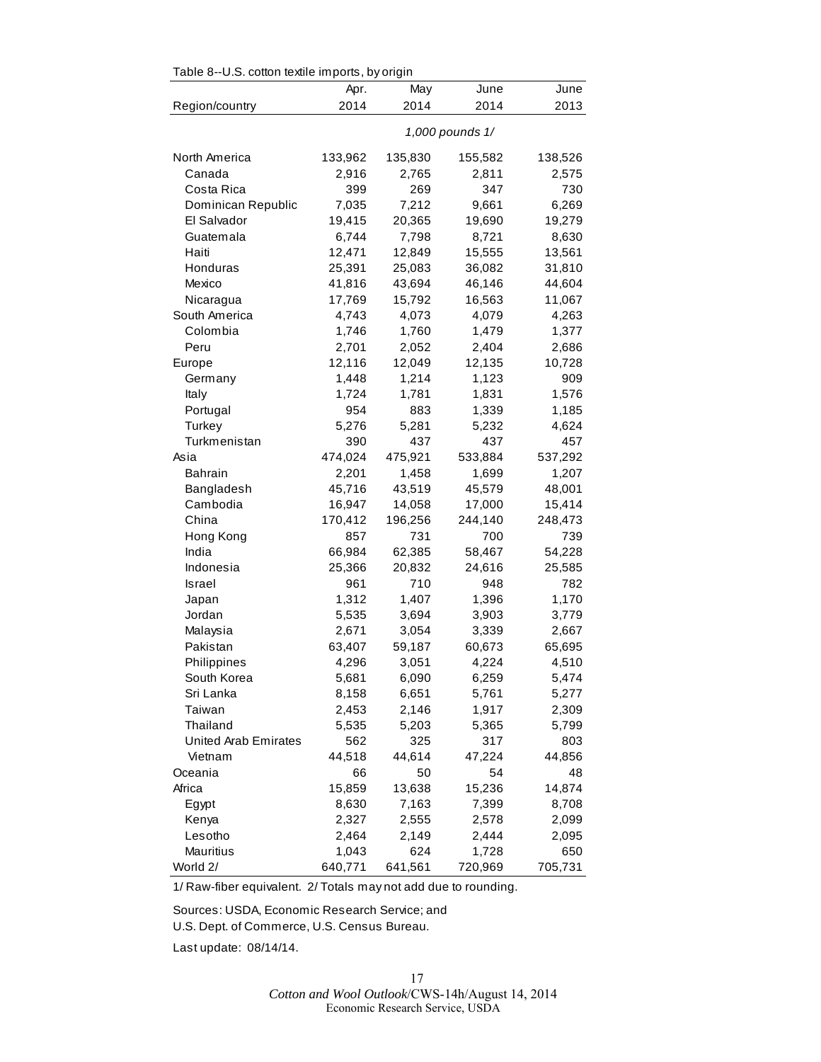Table 8--U.S. cotton textile imports, by origin

| Region/country | Apr. 2014 | May 2014 | June 2014 | June 2013 |
|---|---|---|---|---|
| | 1,000 pounds 1/ | | | |
| North America | 133,962 | 135,830 | 155,582 | 138,526 |
| Canada | 2,916 | 2,765 | 2,811 | 2,575 |
| Costa Rica | 399 | 269 | 347 | 730 |
| Dominican Republic | 7,035 | 7,212 | 9,661 | 6,269 |
| El Salvador | 19,415 | 20,365 | 19,690 | 19,279 |
| Guatemala | 6,744 | 7,798 | 8,721 | 8,630 |
| Haiti | 12,471 | 12,849 | 15,555 | 13,561 |
| Honduras | 25,391 | 25,083 | 36,082 | 31,810 |
| Mexico | 41,816 | 43,694 | 46,146 | 44,604 |
| Nicaragua | 17,769 | 15,792 | 16,563 | 11,067 |
| South America | 4,743 | 4,073 | 4,079 | 4,263 |
| Colombia | 1,746 | 1,760 | 1,479 | 1,377 |
| Peru | 2,701 | 2,052 | 2,404 | 2,686 |
| Europe | 12,116 | 12,049 | 12,135 | 10,728 |
| Germany | 1,448 | 1,214 | 1,123 | 909 |
| Italy | 1,724 | 1,781 | 1,831 | 1,576 |
| Portugal | 954 | 883 | 1,339 | 1,185 |
| Turkey | 5,276 | 5,281 | 5,232 | 4,624 |
| Turkmenistan | 390 | 437 | 437 | 457 |
| Asia | 474,024 | 475,921 | 533,884 | 537,292 |
| Bahrain | 2,201 | 1,458 | 1,699 | 1,207 |
| Bangladesh | 45,716 | 43,519 | 45,579 | 48,001 |
| Cambodia | 16,947 | 14,058 | 17,000 | 15,414 |
| China | 170,412 | 196,256 | 244,140 | 248,473 |
| Hong Kong | 857 | 731 | 700 | 739 |
| India | 66,984 | 62,385 | 58,467 | 54,228 |
| Indonesia | 25,366 | 20,832 | 24,616 | 25,585 |
| Israel | 961 | 710 | 948 | 782 |
| Japan | 1,312 | 1,407 | 1,396 | 1,170 |
| Jordan | 5,535 | 3,694 | 3,903 | 3,779 |
| Malaysia | 2,671 | 3,054 | 3,339 | 2,667 |
| Pakistan | 63,407 | 59,187 | 60,673 | 65,695 |
| Philippines | 4,296 | 3,051 | 4,224 | 4,510 |
| South Korea | 5,681 | 6,090 | 6,259 | 5,474 |
| Sri Lanka | 8,158 | 6,651 | 5,761 | 5,277 |
| Taiwan | 2,453 | 2,146 | 1,917 | 2,309 |
| Thailand | 5,535 | 5,203 | 5,365 | 5,799 |
| United Arab Emirates | 562 | 325 | 317 | 803 |
| Vietnam | 44,518 | 44,614 | 47,224 | 44,856 |
| Oceania | 66 | 50 | 54 | 48 |
| Africa | 15,859 | 13,638 | 15,236 | 14,874 |
| Egypt | 8,630 | 7,163 | 7,399 | 8,708 |
| Kenya | 2,327 | 2,555 | 2,578 | 2,099 |
| Lesotho | 2,464 | 2,149 | 2,444 | 2,095 |
| Mauritius | 1,043 | 624 | 1,728 | 650 |
| World 2/ | 640,771 | 641,561 | 720,969 | 705,731 |

1/ Raw-fiber equivalent. 2/ Totals may not add due to rounding.

Sources: USDA, Economic Research Service; and
U.S. Dept. of Commerce, U.S. Census Bureau.

Last update: 08/14/14.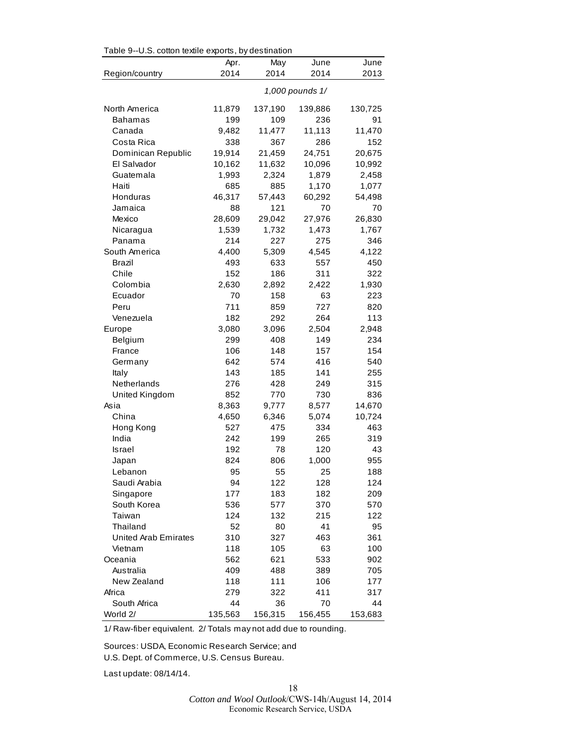Table 9--U.S. cotton textile exports, by destination

| Region/country | Apr. 2014 | May 2014 | June 2014 | June 2013 |
|---|---|---|---|---|
| | | *1,000 pounds 1/* | | |
| North America | 11,879 | 137,190 | 139,886 | 130,725 |
| Bahamas | 199 | 109 | 236 | 91 |
| Canada | 9,482 | 11,477 | 11,113 | 11,470 |
| Costa Rica | 338 | 367 | 286 | 152 |
| Dominican Republic | 19,914 | 21,459 | 24,751 | 20,675 |
| El Salvador | 10,162 | 11,632 | 10,096 | 10,992 |
| Guatemala | 1,993 | 2,324 | 1,879 | 2,458 |
| Haiti | 685 | 885 | 1,170 | 1,077 |
| Honduras | 46,317 | 57,443 | 60,292 | 54,498 |
| Jamaica | 88 | 121 | 70 | 70 |
| Mexico | 28,609 | 29,042 | 27,976 | 26,830 |
| Nicaragua | 1,539 | 1,732 | 1,473 | 1,767 |
| Panama | 214 | 227 | 275 | 346 |
| South America | 4,400 | 5,309 | 4,545 | 4,122 |
| Brazil | 493 | 633 | 557 | 450 |
| Chile | 152 | 186 | 311 | 322 |
| Colombia | 2,630 | 2,892 | 2,422 | 1,930 |
| Ecuador | 70 | 158 | 63 | 223 |
| Peru | 711 | 859 | 727 | 820 |
| Venezuela | 182 | 292 | 264 | 113 |
| Europe | 3,080 | 3,096 | 2,504 | 2,948 |
| Belgium | 299 | 408 | 149 | 234 |
| France | 106 | 148 | 157 | 154 |
| Germany | 642 | 574 | 416 | 540 |
| Italy | 143 | 185 | 141 | 255 |
| Netherlands | 276 | 428 | 249 | 315 |
| United Kingdom | 852 | 770 | 730 | 836 |
| Asia | 8,363 | 9,777 | 8,577 | 14,670 |
| China | 4,650 | 6,346 | 5,074 | 10,724 |
| Hong Kong | 527 | 475 | 334 | 463 |
| India | 242 | 199 | 265 | 319 |
| Israel | 192 | 78 | 120 | 43 |
| Japan | 824 | 806 | 1,000 | 955 |
| Lebanon | 95 | 55 | 25 | 188 |
| Saudi Arabia | 94 | 122 | 128 | 124 |
| Singapore | 177 | 183 | 182 | 209 |
| South Korea | 536 | 577 | 370 | 570 |
| Taiwan | 124 | 132 | 215 | 122 |
| Thailand | 52 | 80 | 41 | 95 |
| United Arab Emirates | 310 | 327 | 463 | 361 |
| Vietnam | 118 | 105 | 63 | 100 |
| Oceania | 562 | 621 | 533 | 902 |
| Australia | 409 | 488 | 389 | 705 |
| New Zealand | 118 | 111 | 106 | 177 |
| Africa | 279 | 322 | 411 | 317 |
| South Africa | 44 | 36 | 70 | 44 |
| World 2/ | 135,563 | 156,315 | 156,455 | 153,683 |

1/ Raw-fiber equivalent. 2/ Totals may not add due to rounding.

Sources: USDA, Economic Research Service; and
U.S. Dept. of Commerce, U.S. Census Bureau.

Last update: 08/14/14.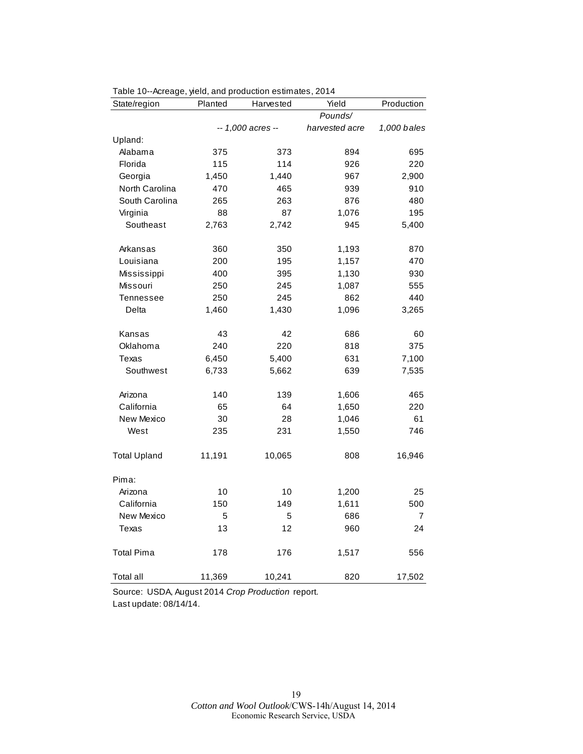Table 10--Acreage, yield, and production estimates, 2014

| State/region | Planted | Harvested | Yield | Production |
|---|---|---|---|---|
| | | | *Pounds/* | |
| | *-- 1,000 acres --* | | *harvested acre* | *1,000 bales* |
| Upland: | | | | |
| Alabama | 375 | 373 | 894 | 695 |
| Florida | 115 | 114 | 926 | 220 |
| Georgia | 1,450 | 1,440 | 967 | 2,900 |
| North Carolina | 470 | 465 | 939 | 910 |
| South Carolina | 265 | 263 | 876 | 480 |
| Virginia | 88 | 87 | 1,076 | 195 |
| Southeast | 2,763 | 2,742 | 945 | 5,400 |
| | | | | |
| Arkansas | 360 | 350 | 1,193 | 870 |
| Louisiana | 200 | 195 | 1,157 | 470 |
| Mississippi | 400 | 395 | 1,130 | 930 |
| Missouri | 250 | 245 | 1,087 | 555 |
| Tennessee | 250 | 245 | 862 | 440 |
| Delta | 1,460 | 1,430 | 1,096 | 3,265 |
| | | | | |
| Kansas | 43 | 42 | 686 | 60 |
| Oklahoma | 240 | 220 | 818 | 375 |
| Texas | 6,450 | 5,400 | 631 | 7,100 |
| Southwest | 6,733 | 5,662 | 639 | 7,535 |
| | | | | |
| Arizona | 140 | 139 | 1,606 | 465 |
| California | 65 | 64 | 1,650 | 220 |
| New Mexico | 30 | 28 | 1,046 | 61 |
| West | 235 | 231 | 1,550 | 746 |
| | | | | |
| Total Upland | 11,191 | 10,065 | 808 | 16,946 |
| | | | | |
| Pima: | | | | |
| Arizona | 10 | 10 | 1,200 | 25 |
| California | 150 | 149 | 1,611 | 500 |
| New Mexico | 5 | 5 | 686 | 7 |
| Texas | 13 | 12 | 960 | 24 |
| | | | | |
| Total Pima | 178 | 176 | 1,517 | 556 |
| | | | | |
| Total all | 11,369 | 10,241 | 820 | 17,502 |

Source: USDA, August 2014 *Crop Production* report.
Last update: 08/14/14.